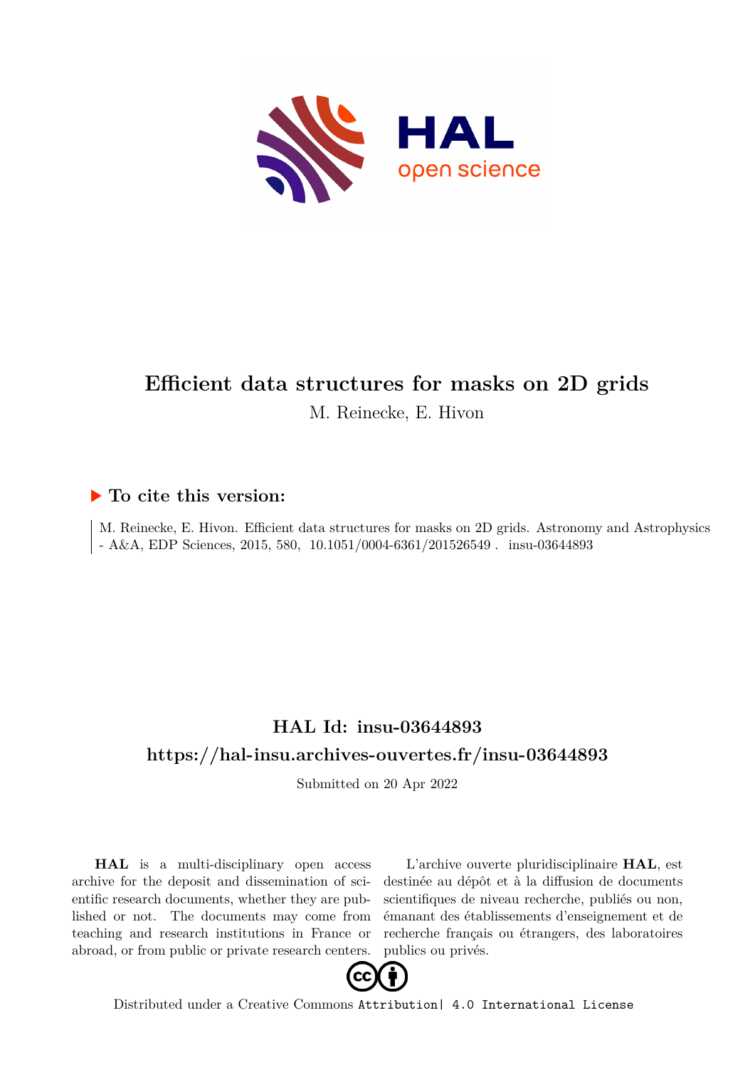# Efficient data structures for masks on 2D grids

M. Reinecke, E. Hivon

## ▶ To cite this version:

M. Reinecke, E. Hivon. Efficient data structures for masks on 2D grids. Astronomy and Astrophysics - A&A, EDP Sciences, 2015, 580, 10.1051/0004-6361/201526549 . insu-03644893

## HAL Id: insu-03644893

## https://hal-insu.archives-ouvertes.fr/insu-03644893

Submitted on 20 Apr 2022

**HAL** is a multi-disciplinary open access archive for the deposit and dissemination of scientific research documents, whether they are published or not. The documents may come from teaching and research institutions in France or abroad, or from public or private research centers.

L'archive ouverte pluridisciplinaire **HAL**, est destinée au dépôt et à la diffusion de documents scientifiques de niveau recherche, publiés ou non, émanant des établissements d'enseignement et de recherche français ou étrangers, des laboratoires publics ou privés.

Distributed under a Creative Commons Attribution| 4.0 International License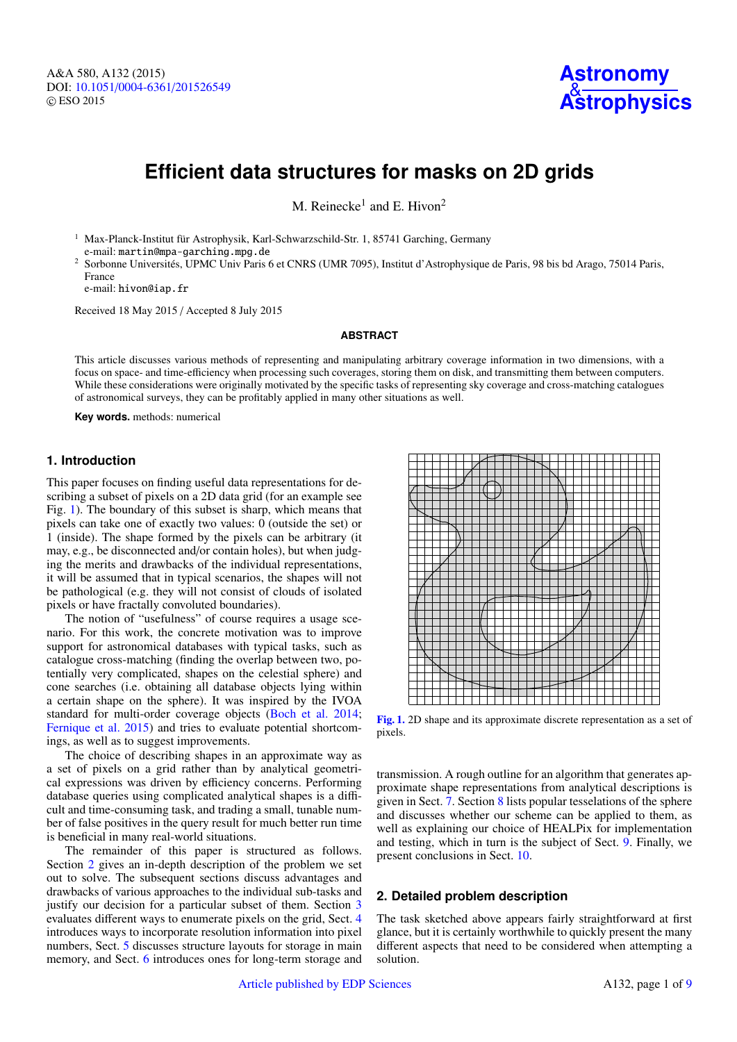# Efficient data structures for masks on 2D grids

M. Reinecke[1] and E. Hivon[2]

[1] Max-Planck-Institut für Astrophysik, Karl-Schwarzschild-Str. 1, 85741 Garching, Germany
e-mail: martin@mpa-garching.mpg.de

[2] Sorbonne Universités, UPMC Univ Paris 6 et CNRS (UMR 7095), Institut d'Astrophysique de Paris, 98 bis bd Arago, 75014 Paris, France
e-mail: hivon@iap.fr

Received 18 May 2015 / Accepted 8 July 2015

## ABSTRACT

This article discusses various methods of representing and manipulating arbitrary coverage information in two dimensions, with a focus on space- and time-efficiency when processing such coverages, storing them on disk, and transmitting them between computers. While these considerations were originally motivated by the specific tasks of representing sky coverage and cross-matching catalogues of astronomical surveys, they can be profitably applied in many other situations as well.

**Key words.** methods: numerical

## 1. Introduction

This paper focuses on finding useful data representations for describing a subset of pixels on a 2D data grid (for an example see Fig. 1). The boundary of this subset is sharp, which means that pixels can take one of exactly two values: 0 (outside the set) or 1 (inside). The shape formed by the pixels can be arbitrary (it may, e.g., be disconnected and/or contain holes), but when judging the merits and drawbacks of the individual representations, it will be assumed that in typical scenarios, the shapes will not be pathological (e.g. they will not consist of clouds of isolated pixels or have fractally convoluted boundaries).

The notion of "usefulness" of course requires a usage scenario. For this work, the concrete motivation was to improve support for astronomical databases with typical tasks, such as catalogue cross-matching (finding the overlap between two, potentially very complicated, shapes on the celestial sphere) and cone searches (i.e. obtaining all database objects lying within a certain shape on the sphere). It was inspired by the IVOA standard for multi-order coverage objects (Boch et al. 2014; Fernique et al. 2015) and tries to evaluate potential shortcomings, as well as to suggest improvements.

The choice of describing shapes in an approximate way as a set of pixels on a grid rather than by analytical geometrical expressions was driven by efficiency concerns. Performing database queries using complicated analytical shapes is a difficult and time-consuming task, and trading a small, tunable number of false positives in the query result for much better run time is beneficial in many real-world situations.

The remainder of this paper is structured as follows. Section 2 gives an in-depth description of the problem we set out to solve. The subsequent sections discuss advantages and drawbacks of various approaches to the individual sub-tasks and justify our decision for a particular subset of them. Section 3 evaluates different ways to enumerate pixels on the grid, Sect. 4 introduces ways to incorporate resolution information into pixel numbers, Sect. 5 discusses structure layouts for storage in main memory, and Sect. 6 introduces ones for long-term storage and transmission. A rough outline for an algorithm that generates approximate shape representations from analytical descriptions is given in Sect. 7. Section 8 lists popular tesselations of the sphere and discusses whether our scheme can be applied to them, as well as explaining our choice of HEALPix for implementation and testing, which in turn is the subject of Sect. 9. Finally, we present conclusions in Sect. 10.

**Fig. 1.** 2D shape and its approximate discrete representation as a set of pixels.

## 2. Detailed problem description

The task sketched above appears fairly straightforward at first glance, but it is certainly worthwhile to quickly present the many different aspects that need to be considered when attempting a solution.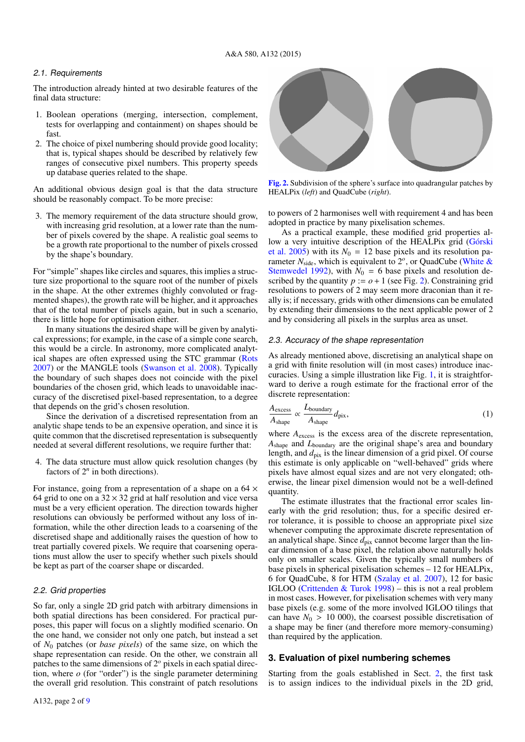### 2.1. Requirements

The introduction already hinted at two desirable features of the final data structure:

1. Boolean operations (merging, intersection, complement, tests for overlapping and containment) on shapes should be fast.
2. The choice of pixel numbering should provide good locality; that is, typical shapes should be described by relatively few ranges of consecutive pixel numbers. This property speeds up database queries related to the shape.

An additional obvious design goal is that the data structure should be reasonably compact. To be more precise:

3. The memory requirement of the data structure should grow, with increasing grid resolution, at a lower rate than the number of pixels covered by the shape. A realistic goal seems to be a growth rate proportional to the number of pixels crossed by the shape's boundary.

For "simple" shapes like circles and squares, this implies a structure size proportional to the square root of the number of pixels in the shape. At the other extremes (highly convoluted or fragmented shapes), the growth rate will be higher, and it approaches that of the total number of pixels again, but in such a scenario, there is little hope for optimisation either.

In many situations the desired shape will be given by analytical expressions; for example, in the case of a simple cone search, this would be a circle. In astronomy, more complicated analytical shapes are often expressed using the STC grammar (Rots 2007) or the MANGLE tools (Swanson et al. 2008). Typically the boundary of such shapes does not coincide with the pixel boundaries of the chosen grid, which leads to unavoidable inaccuracy of the discretised pixel-based representation, to a degree that depends on the grid's chosen resolution.

Since the derivation of a discretised representation from an analytic shape tends to be an expensive operation, and since it is quite common that the discretised representation is subsequently needed at several different resolutions, we require further that:

4. The data structure must allow quick resolution changes (by factors of $2^n$ in both directions).

For instance, going from a representation of a shape on a $64 \times 64$ grid to one on a $32 \times 32$ grid at half resolution and vice versa must be a very efficient operation. The direction towards higher resolutions can obviously be performed without any loss of information, while the other direction leads to a coarsening of the discretised shape and additionally raises the question of how to treat partially covered pixels. We require that coarsening operations must allow the user to specify whether such pixels should be kept as part of the coarser shape or discarded.

### 2.2. Grid properties

So far, only a single 2D grid patch with arbitrary dimensions in both spatial directions has been considered. For practical purposes, this paper will focus on a slightly modified scenario. On the one hand, we consider not only one patch, but instead a set of $N_0$ patches (or *base pixels*) of the same size, on which the shape representation can reside. On the other, we constrain all patches to the same dimensions of $2^o$ pixels in each spatial direction, where $o$ (for "order") is the single parameter determining the overall grid resolution. This constraint of patch resolutions to powers of 2 harmonises well with requirement 4 and has been adopted in practice by many pixelisation schemes.

**Fig. 2.** Subdivision of the sphere's surface into quadrangular patches by HEALPix (*left*) and QuadCube (*right*).

As a practical example, these modified grid properties allow a very intuitive description of the HEALPix grid (Górski et al. 2005) with its $N_0 = 12$ base pixels and its resolution parameter $N_{\text{side}}$, which is equivalent to $2^o$, or QuadCube (White & Stemwedel 1992), with $N_0 = 6$ base pixels and resolution described by the quantity $p := o + 1$ (see Fig. 2). Constraining grid resolutions to powers of 2 may seem more draconian than it really is; if necessary, grids with other dimensions can be emulated by extending their dimensions to the next applicable power of 2 and by considering all pixels in the surplus area as unset.

### 2.3. Accuracy of the shape representation

As already mentioned above, discretising an analytical shape on a grid with finite resolution will (in most cases) introduce inaccuracies. Using a simple illustration like Fig. 1, it is straightforward to derive a rough estimate for the fractional error of the discrete representation:

$$\frac{A_{\text{excess}}}{A_{\text{shape}}} \propto \frac{L_{\text{boundary}}}{A_{\text{shape}}} d_{\text{pix}}, \tag{1}$$

where $A_{\text{excess}}$ is the excess area of the discrete representation, $A_{\text{shape}}$ and $L_{\text{boundary}}$ are the original shape's area and boundary length, and $d_{\text{pix}}$ is the linear dimension of a grid pixel. Of course this estimate is only applicable on "well-behaved" grids where pixels have almost equal sizes and are not very elongated; otherwise, the linear pixel dimension would not be a well-defined quantity.

The estimate illustrates that the fractional error scales linearly with the grid resolution; thus, for a specific desired error tolerance, it is possible to choose an appropriate pixel size whenever computing the approximate discrete representation of an analytical shape. Since $d_{\text{pix}}$ cannot become larger than the linear dimension of a base pixel, the relation above naturally holds only on smaller scales. Given the typically small numbers of base pixels in spherical pixelisation schemes – 12 for HEALPix, 6 for QuadCube, 8 for HTM (Szalay et al. 2007), 12 for basic IGLOO (Crittenden & Turok 1998) – this is not a real problem in most cases. However, for pixelisation schemes with very many base pixels (e.g. some of the more involved IGLOO tilings that can have $N_0 > 10\,000$), the coarsest possible discretisation of a shape may be finer (and therefore more memory-consuming) than required by the application.

## 3. Evaluation of pixel numbering schemes

Starting from the goals established in Sect. 2, the first task is to assign indices to the individual pixels in the 2D grid,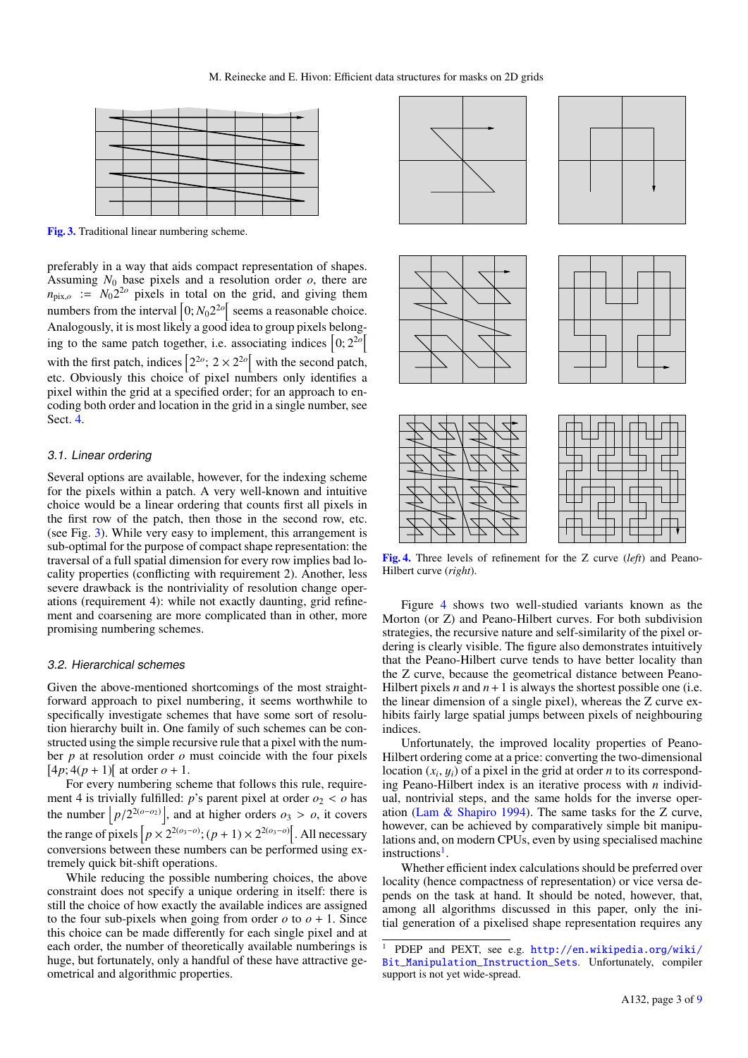Fig. 3. Traditional linear numbering scheme.

preferably in a way that aids compact representation of shapes. Assuming $N_0$ base pixels and a resolution order $o$, there are $n_{\text{pix},o} := N_0 2^{2o}$ pixels in total on the grid, and giving them numbers from the interval $\left[0; N_0 2^{2o}\right[$ seems a reasonable choice. Analogously, it is most likely a good idea to group pixels belonging to the same patch together, i.e. associating indices $\left[0; 2^{2o}\right[$ with the first patch, indices $\left[2^{2o}; 2 \times 2^{2o}\right[$ with the second patch, etc. Obviously this choice of pixel numbers only identifies a pixel within the grid at a specified order; for an approach to encoding both order and location in the grid in a single number, see Sect. 4.

### 3.1. Linear ordering

Several options are available, however, for the indexing scheme for the pixels within a patch. A very well-known and intuitive choice would be a linear ordering that counts first all pixels in the first row of the patch, then those in the second row, etc. (see Fig. 3). While very easy to implement, this arrangement is sub-optimal for the purpose of compact shape representation: the traversal of a full spatial dimension for every row implies bad locality properties (conflicting with requirement 2). Another, less severe drawback is the nontriviality of resolution change operations (requirement 4): while not exactly daunting, grid refinement and coarsening are more complicated than in other, more promising numbering schemes.

### 3.2. Hierarchical schemes

Given the above-mentioned shortcomings of the most straightforward approach to pixel numbering, it seems worthwhile to specifically investigate schemes that have some sort of resolution hierarchy built in. One family of such schemes can be constructed using the simple recursive rule that a pixel with the number $p$ at resolution order $o$ must coincide with the four pixels $[4p; 4(p+1)[$ at order $o+1$.

For every numbering scheme that follows this rule, requirement 4 is trivially fulfilled: $p$'s parent pixel at order $o_2 < o$ has the number $\left\lfloor p/2^{2(o-o_2)} \right\rfloor$, and at higher orders $o_3 > o$, it covers the range of pixels $\left[p \times 2^{2(o_3-o)}; (p+1) \times 2^{2(o_3-o)}\right[$. All necessary conversions between these numbers can be performed using extremely quick bit-shift operations.

While reducing the possible numbering choices, the above constraint does not specify a unique ordering in itself: there is still the choice of how exactly the available indices are assigned to the four sub-pixels when going from order $o$ to $o+1$. Since this choice can be made differently for each single pixel and at each order, the number of theoretically available numberings is huge, but fortunately, only a handful of these have attractive geometrical and algorithmic properties.

Fig. 4. Three levels of refinement for the Z curve (*left*) and Peano-Hilbert curve (*right*).

Figure 4 shows two well-studied variants known as the Morton (or Z) and Peano-Hilbert curves. For both subdivision strategies, the recursive nature and self-similarity of the pixel ordering is clearly visible. The figure also demonstrates intuitively that the Peano-Hilbert curve tends to have better locality than the Z curve, because the geometrical distance between Peano-Hilbert pixels $n$ and $n+1$ is always the shortest possible one (i.e. the linear dimension of a single pixel), whereas the Z curve exhibits fairly large spatial jumps between pixels of neighbouring indices.

Unfortunately, the improved locality properties of Peano-Hilbert ordering come at a price: converting the two-dimensional location $(x_i, y_i)$ of a pixel in the grid at order $n$ to its corresponding Peano-Hilbert index is an iterative process with $n$ individual, nontrivial steps, and the same holds for the inverse operation (Lam & Shapiro 1994). The same tasks for the Z curve, however, can be achieved by comparatively simple bit manipulations and, on modern CPUs, even by using specialised machine instructions[1].

Whether efficient index calculations should be preferred over locality (hence compactness of representation) or vice versa depends on the task at hand. It should be noted, however, that, among all algorithms discussed in this paper, only the initial generation of a pixelised shape representation requires any

[1] PDEP and PEXT, see e.g. http://en.wikipedia.org/wiki/Bit_Manipulation_Instruction_Sets. Unfortunately, compiler support is not yet wide-spread.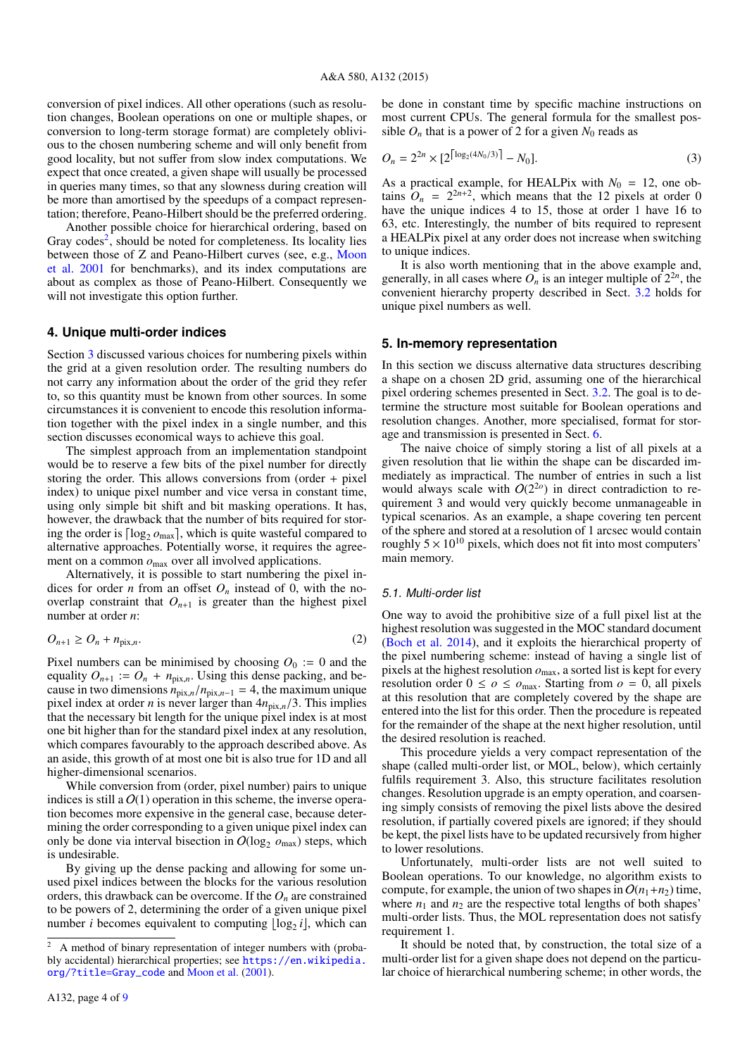conversion of pixel indices. All other operations (such as resolution changes, Boolean operations on one or multiple shapes, or conversion to long-term storage format) are completely oblivious to the chosen numbering scheme and will only benefit from good locality, but not suffer from slow index computations. We expect that once created, a given shape will usually be processed in queries many times, so that any slowness during creation will be more than amortised by the speedups of a compact representation; therefore, Peano-Hilbert should be the preferred ordering.

Another possible choice for hierarchical ordering, based on Gray codes[2], should be noted for completeness. Its locality lies between those of Z and Peano-Hilbert curves (see, e.g., Moon et al. 2001 for benchmarks), and its index computations are about as complex as those of Peano-Hilbert. Consequently we will not investigate this option further.

## 4. Unique multi-order indices

Section 3 discussed various choices for numbering pixels within the grid at a given resolution order. The resulting numbers do not carry any information about the order of the grid they refer to, so this quantity must be known from other sources. In some circumstances it is convenient to encode this resolution information together with the pixel index in a single number, and this section discusses economical ways to achieve this goal.

The simplest approach from an implementation standpoint would be to reserve a few bits of the pixel number for directly storing the order. This allows conversions from (order + pixel index) to unique pixel number and vice versa in constant time, using only simple bit shift and bit masking operations. It has, however, the drawback that the number of bits required for storing the order is $\lceil \log_2 o_{\max} \rceil$, which is quite wasteful compared to alternative approaches. Potentially worse, it requires the agreement on a common $o_{\max}$ over all involved applications.

Alternatively, it is possible to start numbering the pixel indices for order $n$ from an offset $O_n$ instead of 0, with the no-overlap constraint that $O_{n+1}$ is greater than the highest pixel number at order $n$:

$$O_{n+1} \geq O_n + n_{\text{pix},n}. \tag{2}$$

Pixel numbers can be minimised by choosing $O_0 := 0$ and the equality $O_{n+1} := O_n + n_{\text{pix},n}$. Using this dense packing, and because in two dimensions $n_{\text{pix},n}/n_{\text{pix},n-1} = 4$, the maximum unique pixel index at order $n$ is never larger than $4n_{\text{pix},n}/3$. This implies that the necessary bit length for the unique pixel index is at most one bit higher than for the standard pixel index at any resolution, which compares favourably to the approach described above. As an aside, this growth of at most one bit is also true for 1D and all higher-dimensional scenarios.

While conversion from (order, pixel number) pairs to unique indices is still a $O(1)$ operation in this scheme, the inverse operation becomes more expensive in the general case, because determining the order corresponding to a given unique pixel index can only be done via interval bisection in $O(\log_2 o_{\max})$ steps, which is undesirable.

By giving up the dense packing and allowing for some unused pixel indices between the blocks for the various resolution orders, this drawback can be overcome. If the $O_n$ are constrained to be powers of 2, determining the order of a given unique pixel number $i$ becomes equivalent to computing $\lfloor \log_2 i \rfloor$, which can be done in constant time by specific machine instructions on most current CPUs. The general formula for the smallest possible $O_n$ that is a power of 2 for a given $N_0$ reads as

$$O_n = 2^{2n} \times [2^{\lceil \log_2(4N_0/3) \rceil} - N_0]. \tag{3}$$

As a practical example, for HEALPix with $N_0 = 12$, one obtains $O_n = 2^{2n+2}$, which means that the 12 pixels at order 0 have the unique indices 4 to 15, those at order 1 have 16 to 63, etc. Interestingly, the number of bits required to represent a HEALPix pixel at any order does not increase when switching to unique indices.

It is also worth mentioning that in the above example and, generally, in all cases where $O_n$ is an integer multiple of $2^{2n}$, the convenient hierarchy property described in Sect. 3.2 holds for unique pixel numbers as well.

## 5. In-memory representation

In this section we discuss alternative data structures describing a shape on a chosen 2D grid, assuming one of the hierarchical pixel ordering schemes presented in Sect. 3.2. The goal is to determine the structure most suitable for Boolean operations and resolution changes. Another, more specialised, format for storage and transmission is presented in Sect. 6.

The naive choice of simply storing a list of all pixels at a given resolution that lie within the shape can be discarded immediately as impractical. The number of entries in such a list would always scale with $O(2^{2o})$ in direct contradiction to requirement 3 and would very quickly become unmanageable in typical scenarios. As an example, a shape covering ten percent of the sphere and stored at a resolution of 1 arcsec would contain roughly $5 \times 10^{10}$ pixels, which does not fit into most computers' main memory.

### 5.1. Multi-order list

One way to avoid the prohibitive size of a full pixel list at the highest resolution was suggested in the MOC standard document (Boch et al. 2014), and it exploits the hierarchical property of the pixel numbering scheme: instead of having a single list of pixels at the highest resolution $o_{\max}$, a sorted list is kept for every resolution order $0 \leq o \leq o_{\max}$. Starting from $o = 0$, all pixels at this resolution that are completely covered by the shape are entered into the list for this order. Then the procedure is repeated for the remainder of the shape at the next higher resolution, until the desired resolution is reached.

This procedure yields a very compact representation of the shape (called multi-order list, or MOL, below), which certainly fulfils requirement 3. Also, this structure facilitates resolution changes. Resolution upgrade is an empty operation, and coarsening simply consists of removing the pixel lists above the desired resolution, if partially covered pixels are ignored; if they should be kept, the pixel lists have to be updated recursively from higher to lower resolutions.

Unfortunately, multi-order lists are not well suited to Boolean operations. To our knowledge, no algorithm exists to compute, for example, the union of two shapes in $O(n_1+n_2)$ time, where $n_1$ and $n_2$ are the respective total lengths of both shapes' multi-order lists. Thus, the MOL representation does not satisfy requirement 1.

It should be noted that, by construction, the total size of a multi-order list for a given shape does not depend on the particular choice of hierarchical numbering scheme; in other words, the

---

[2] A method of binary representation of integer numbers with (probably accidental) hierarchical properties; see https://en.wikipedia.org/?title=Gray_code and Moon et al. (2001).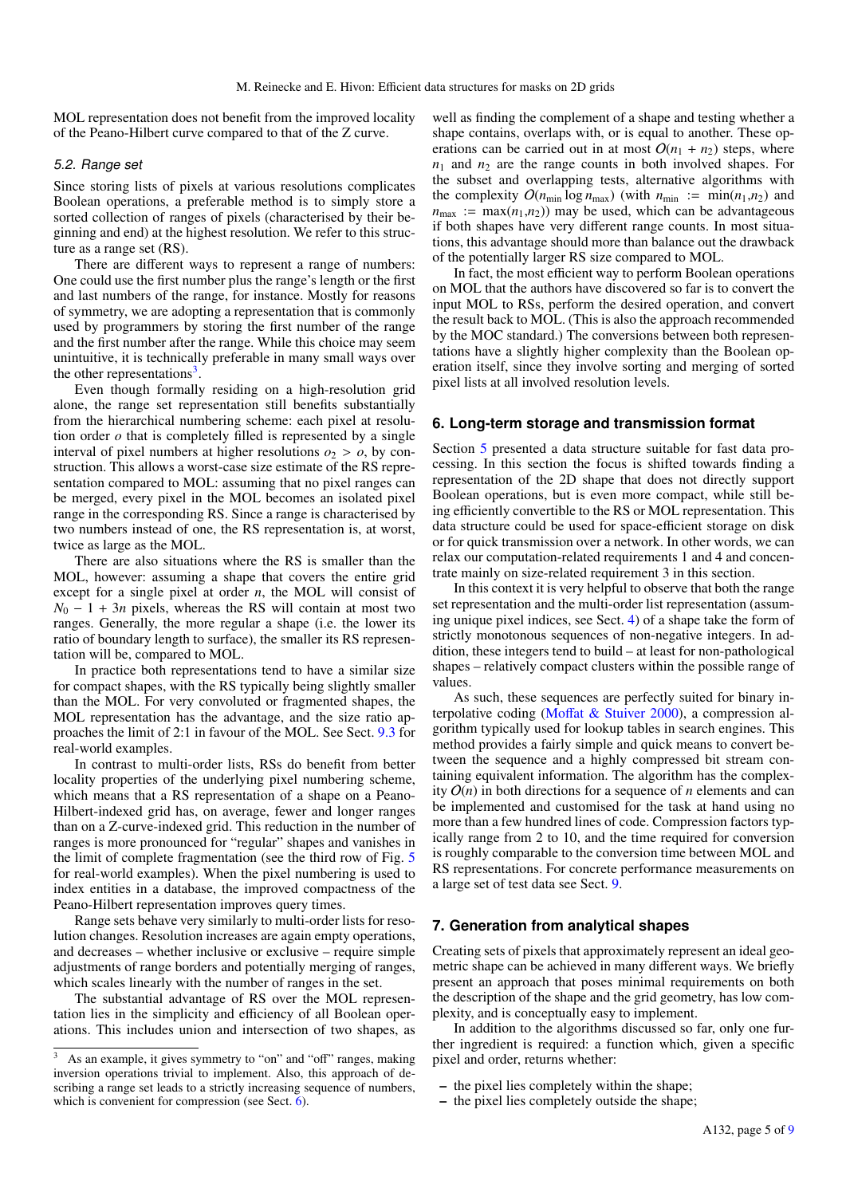MOL representation does not benefit from the improved locality of the Peano-Hilbert curve compared to that of the Z curve.

### 5.2. Range set

Since storing lists of pixels at various resolutions complicates Boolean operations, a preferable method is to simply store a sorted collection of ranges of pixels (characterised by their beginning and end) at the highest resolution. We refer to this structure as a range set (RS).

There are different ways to represent a range of numbers: One could use the first number plus the range's length or the first and last numbers of the range, for instance. Mostly for reasons of symmetry, we are adopting a representation that is commonly used by programmers by storing the first number of the range and the first number after the range. While this choice may seem unintuitive, it is technically preferable in many small ways over the other representations[3].

Even though formally residing on a high-resolution grid alone, the range set representation still benefits substantially from the hierarchical numbering scheme: each pixel at resolution order $o$ that is completely filled is represented by a single interval of pixel numbers at higher resolutions $o_2 > o$, by construction. This allows a worst-case size estimate of the RS representation compared to MOL: assuming that no pixel ranges can be merged, every pixel in the MOL becomes an isolated pixel range in the corresponding RS. Since a range is characterised by two numbers instead of one, the RS representation is, at worst, twice as large as the MOL.

There are also situations where the RS is smaller than the MOL, however: assuming a shape that covers the entire grid except for a single pixel at order $n$, the MOL will consist of $N_0 - 1 + 3n$ pixels, whereas the RS will contain at most two ranges. Generally, the more regular a shape (i.e. the lower its ratio of boundary length to surface), the smaller its RS representation will be, compared to MOL.

In practice both representations tend to have a similar size for compact shapes, with the RS typically being slightly smaller than the MOL. For very convoluted or fragmented shapes, the MOL representation has the advantage, and the size ratio approaches the limit of 2:1 in favour of the MOL. See Sect. 9.3 for real-world examples.

In contrast to multi-order lists, RSs do benefit from better locality properties of the underlying pixel numbering scheme, which means that a RS representation of a shape on a Peano-Hilbert-indexed grid has, on average, fewer and longer ranges than on a Z-curve-indexed grid. This reduction in the number of ranges is more pronounced for "regular" shapes and vanishes in the limit of complete fragmentation (see the third row of Fig. 5 for real-world examples). When the pixel numbering is used to index entities in a database, the improved compactness of the Peano-Hilbert representation improves query times.

Range sets behave very similarly to multi-order lists for resolution changes. Resolution increases are again empty operations, and decreases – whether inclusive or exclusive – require simple adjustments of range borders and potentially merging of ranges, which scales linearly with the number of ranges in the set.

The substantial advantage of RS over the MOL representation lies in the simplicity and efficiency of all Boolean operations. This includes union and intersection of two shapes, as well as finding the complement of a shape and testing whether a shape contains, overlaps with, or is equal to another. These operations can be carried out in at most $O(n_1 + n_2)$ steps, where $n_1$ and $n_2$ are the range counts in both involved shapes. For the subset and overlapping tests, alternative algorithms with the complexity $O(n_{\min} \log n_{\max})$ (with $n_{\min} := \min(n_1, n_2)$ and $n_{\max} := \max(n_1, n_2)$) may be used, which can be advantageous if both shapes have very different range counts. In most situations, this advantage should more than balance out the drawback of the potentially larger RS size compared to MOL.

In fact, the most efficient way to perform Boolean operations on MOL that the authors have discovered so far is to convert the input MOL to RSs, perform the desired operation, and convert the result back to MOL. (This is also the approach recommended by the MOC standard.) The conversions between both representations have a slightly higher complexity than the Boolean operation itself, since they involve sorting and merging of sorted pixel lists at all involved resolution levels.

## 6. Long-term storage and transmission format

Section 5 presented a data structure suitable for fast data processing. In this section the focus is shifted towards finding a representation of the 2D shape that does not directly support Boolean operations, but is even more compact, while still being efficiently convertible to the RS or MOL representation. This data structure could be used for space-efficient storage on disk or for quick transmission over a network. In other words, we can relax our computation-related requirements 1 and 4 and concentrate mainly on size-related requirement 3 in this section.

In this context it is very helpful to observe that both the range set representation and the multi-order list representation (assuming unique pixel indices, see Sect. 4) of a shape take the form of strictly monotonous sequences of non-negative integers. In addition, these integers tend to build – at least for non-pathological shapes – relatively compact clusters within the possible range of values.

As such, these sequences are perfectly suited for binary interpolative coding (Moffat & Stuiver 2000), a compression algorithm typically used for lookup tables in search engines. This method provides a fairly simple and quick means to convert between the sequence and a highly compressed bit stream containing equivalent information. The algorithm has the complexity $O(n)$ in both directions for a sequence of $n$ elements and can be implemented and customised for the task at hand using no more than a few hundred lines of code. Compression factors typically range from 2 to 10, and the time required for conversion is roughly comparable to the conversion time between MOL and RS representations. For concrete performance measurements on a large set of test data see Sect. 9.

## 7. Generation from analytical shapes

Creating sets of pixels that approximately represent an ideal geometric shape can be achieved in many different ways. We briefly present an approach that poses minimal requirements on both the description of the shape and the grid geometry, has low complexity, and is conceptually easy to implement.

In addition to the algorithms discussed so far, only one further ingredient is required: a function which, given a specific pixel and order, returns whether:

- the pixel lies completely within the shape;
- the pixel lies completely outside the shape;

[3] As an example, it gives symmetry to "on" and "off" ranges, making inversion operations trivial to implement. Also, this approach of describing a range set leads to a strictly increasing sequence of numbers, which is convenient for compression (see Sect. 6).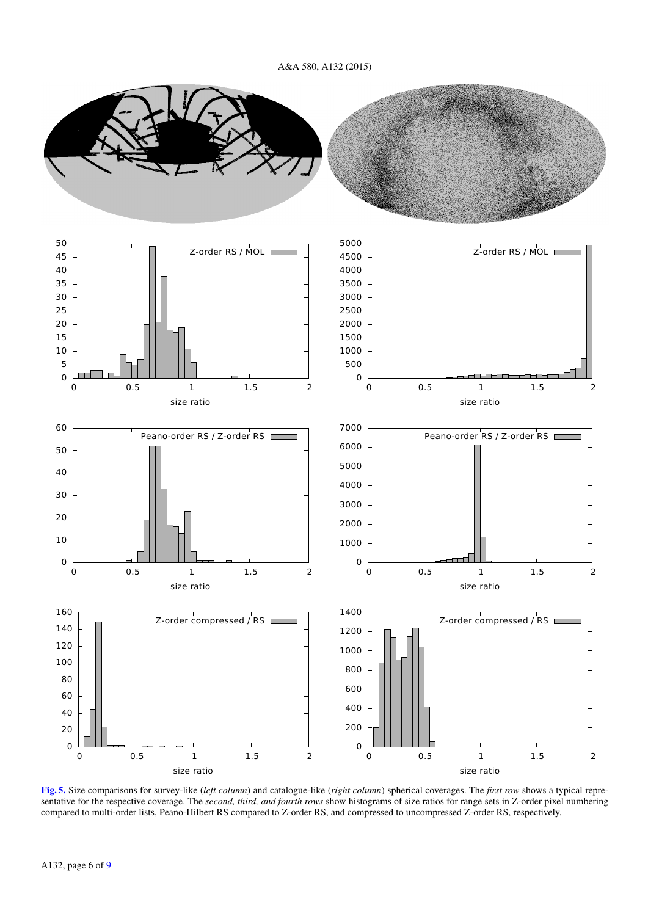**Fig. 5.** Size comparisons for survey-like (*left column*) and catalogue-like (*right column*) spherical coverages. The *first row* shows a typical representative for the respective coverage. The *second, third, and fourth rows* show histograms of size ratios for range sets in Z-order pixel numbering compared to multi-order lists, Peano-Hilbert RS compared to Z-order RS, and compressed to uncompressed Z-order RS, respectively.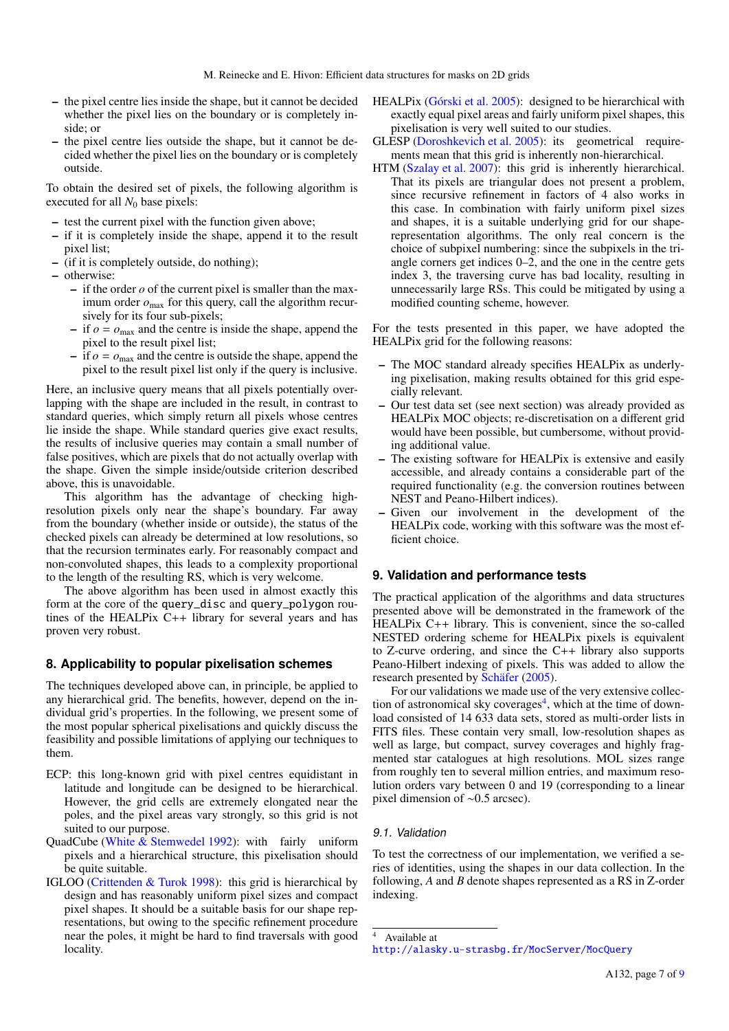– the pixel centre lies inside the shape, but it cannot be decided whether the pixel lies on the boundary or is completely inside; or
– the pixel centre lies outside the shape, but it cannot be decided whether the pixel lies on the boundary or is completely outside.

To obtain the desired set of pixels, the following algorithm is executed for all $N_0$ base pixels:

– test the current pixel with the function given above;
– if it is completely inside the shape, append it to the result pixel list;
– (if it is completely outside, do nothing);
– otherwise:
  – if the order $o$ of the current pixel is smaller than the maximum order $o_{\max}$ for this query, call the algorithm recursively for its four sub-pixels;
  – if $o = o_{\max}$ and the centre is inside the shape, append the pixel to the result pixel list;
  – if $o = o_{\max}$ and the centre is outside the shape, append the pixel to the result pixel list only if the query is inclusive.

Here, an inclusive query means that all pixels potentially overlapping with the shape are included in the result, in contrast to standard queries, which simply return all pixels whose centres lie inside the shape. While standard queries give exact results, the results of inclusive queries may contain a small number of false positives, which are pixels that do not actually overlap with the shape. Given the simple inside/outside criterion described above, this is unavoidable.

This algorithm has the advantage of checking high-resolution pixels only near the shape's boundary. Far away from the boundary (whether inside or outside), the status of the checked pixels can already be determined at low resolutions, so that the recursion terminates early. For reasonably compact and non-convoluted shapes, this leads to a complexity proportional to the length of the resulting RS, which is very welcome.

The above algorithm has been used in almost exactly this form at the core of the `query_disc` and `query_polygon` routines of the HEALPix C++ library for several years and has proven very robust.

## 8. Applicability to popular pixelisation schemes

The techniques developed above can, in principle, be applied to any hierarchical grid. The benefits, however, depend on the individual grid's properties. In the following, we present some of the most popular spherical pixelisations and quickly discuss the feasibility and possible limitations of applying our techniques to them.

ECP: this long-known grid with pixel centres equidistant in latitude and longitude can be designed to be hierarchical. However, the grid cells are extremely elongated near the poles, and the pixel areas vary strongly, so this grid is not suited to our purpose.

QuadCube (White & Stemwedel 1992): with fairly uniform pixels and a hierarchical structure, this pixelisation should be quite suitable.

IGLOO (Crittenden & Turok 1998): this grid is hierarchical by design and has reasonably uniform pixel sizes and compact pixel shapes. It should be a suitable basis for our shape representations, but owing to the specific refinement procedure near the poles, it might be hard to find traversals with good locality.

HEALPix (Górski et al. 2005): designed to be hierarchical with exactly equal pixel areas and fairly uniform pixel shapes, this pixelisation is very well suited to our studies.

GLESP (Doroshkevich et al. 2005): its geometrical requirements mean that this grid is inherently non-hierarchical.

HTM (Szalay et al. 2007): this grid is inherently hierarchical. That its pixels are triangular does not present a problem, since recursive refinement in factors of 4 also works in this case. In combination with fairly uniform pixel sizes and shapes, it is a suitable underlying grid for our shape-representation algorithms. The only real concern is the choice of subpixel numbering: since the subpixels in the triangle corners get indices 0–2, and the one in the centre gets index 3, the traversing curve has bad locality, resulting in unnecessarily large RSs. This could be mitigated by using a modified counting scheme, however.

For the tests presented in this paper, we have adopted the HEALPix grid for the following reasons:

– The MOC standard already specifies HEALPix as underlying pixelisation, making results obtained for this grid especially relevant.
– Our test data set (see next section) was already provided as HEALPix MOC objects; re-discretisation on a different grid would have been possible, but cumbersome, without providing additional value.
– The existing software for HEALPix is extensive and easily accessible, and already contains a considerable part of the required functionality (e.g. the conversion routines between NEST and Peano-Hilbert indices).
– Given our involvement in the development of the HEALPix code, working with this software was the most efficient choice.

## 9. Validation and performance tests

The practical application of the algorithms and data structures presented above will be demonstrated in the framework of the HEALPix C++ library. This is convenient, since the so-called NESTED ordering scheme for HEALPix pixels is equivalent to Z-curve ordering, and since the C++ library also supports Peano-Hilbert indexing of pixels. This was added to allow the research presented by Schäfer (2005).

For our validations we made use of the very extensive collection of astronomical sky coverages[4], which at the time of download consisted of 14 633 data sets, stored as multi-order lists in FITS files. These contain very small, low-resolution shapes as well as large, but compact, survey coverages and highly fragmented star catalogues at high resolutions. MOL sizes range from roughly ten to several million entries, and maximum resolution orders vary between 0 and 19 (corresponding to a linear pixel dimension of ∼0.5 arcsec).

### 9.1. Validation

To test the correctness of our implementation, we verified a series of identities, using the shapes in our data collection. In the following, $A$ and $B$ denote shapes represented as a RS in Z-order indexing.

[4] Available at http://alasky.u-strasbg.fr/MocServer/MocQuery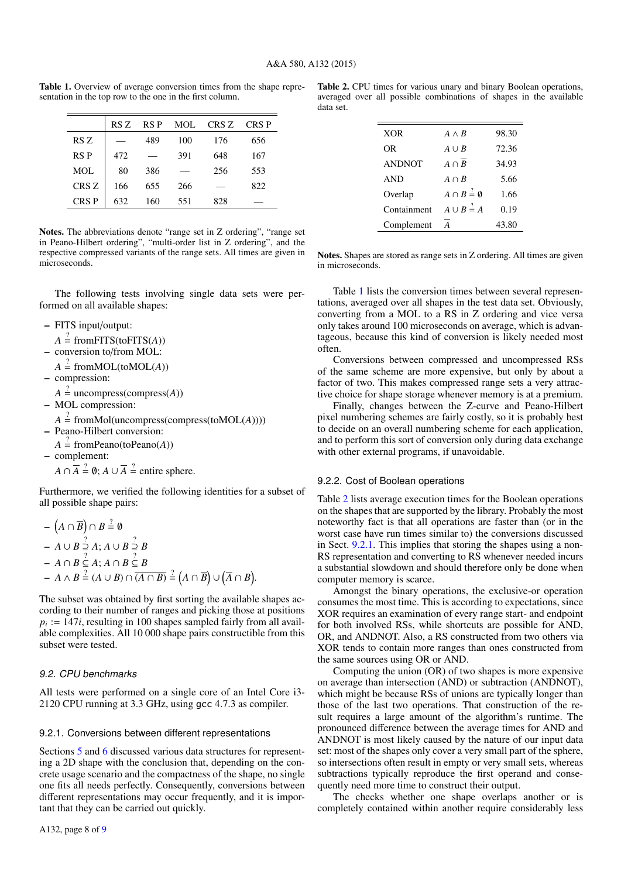**Table 1.** Overview of average conversion times from the shape representation in the top row to the one in the first column.

| | RS Z | RS P | MOL | CRS Z | CRS P |
|---|---|---|---|---|---|
| RS Z | — | 489 | 100 | 176 | 656 |
| RS P | 472 | — | 391 | 648 | 167 |
| MOL | 80 | 386 | — | 256 | 553 |
| CRS Z | 166 | 655 | 266 | — | 822 |
| CRS P | 632 | 160 | 551 | 828 | — |

**Notes.** The abbreviations denote "range set in Z ordering", "range set in Peano-Hilbert ordering", "multi-order list in Z ordering", and the respective compressed variants of the range sets. All times are given in microseconds.

The following tests involving single data sets were performed on all available shapes:

- FITS input/output:
  $A \stackrel{?}{=} \text{fromFITS}(\text{toFITS}(A))$
- conversion to/from MOL:
  $A \stackrel{?}{=} \text{fromMOL}(\text{toMOL}(A))$
- compression:
  $A \stackrel{?}{=} \text{uncompress}(\text{compress}(A))$
- MOL compression:
  $A \stackrel{?}{=} \text{fromMol}(\text{uncompress}(\text{compress}(\text{toMOL}(A))))$
- Peano-Hilbert conversion:
  $A \stackrel{?}{=} \text{fromPeano}(\text{toPeano}(A))$
- complement:
  $A \cap \overline{A} \stackrel{?}{=} \emptyset$; $A \cup \overline{A} \stackrel{?}{=}$ entire sphere.

Furthermore, we verified the following identities for a subset of all possible shape pairs:

- $\left(A \cap \overline{B}\right) \cap B \stackrel{?}{=} \emptyset$
- $A \cup B \stackrel{?}{\supseteq} A$; $A \cup B \stackrel{?}{\supseteq} B$
- $A \cap B \stackrel{?}{\subseteq} A$; $A \cap B \stackrel{?}{\subseteq} B$
- $A \wedge B \stackrel{?}{=} (A \cup B) \cap \overline{(A \cap B)} \stackrel{?}{=} \left(A \cap \overline{B}\right) \cup \left(\overline{A} \cap B\right)$.

The subset was obtained by first sorting the available shapes according to their number of ranges and picking those at positions $p_i := 147i$, resulting in 100 shapes sampled fairly from all available complexities. All 10 000 shape pairs constructible from this subset were tested.

### 9.2. CPU benchmarks

All tests were performed on a single core of an Intel Core i3-2120 CPU running at 3.3 GHz, using `gcc` 4.7.3 as compiler.

#### 9.2.1. Conversions between different representations

Sections 5 and 6 discussed various data structures for representing a 2D shape with the conclusion that, depending on the concrete usage scenario and the compactness of the shape, no single one fits all needs perfectly. Consequently, conversions between different representations may occur frequently, and it is important that they can be carried out quickly.

**Table 2.** CPU times for various unary and binary Boolean operations, averaged over all possible combinations of shapes in the available data set.

| | | |
|---|---|---|
| XOR | $A \wedge B$ | 98.30 |
| OR | $A \cup B$ | 72.36 |
| ANDNOT | $A \cap \overline{B}$ | 34.93 |
| AND | $A \cap B$ | 5.66 |
| Overlap | $A \cap B \stackrel{?}{=} \emptyset$ | 1.66 |
| Containment | $A \cup B \stackrel{?}{=} A$ | 0.19 |
| Complement | $\overline{A}$ | 43.80 |

**Notes.** Shapes are stored as range sets in Z ordering. All times are given in microseconds.

Table 1 lists the conversion times between several representations, averaged over all shapes in the test data set. Obviously, converting from a MOL to a RS in Z ordering and vice versa only takes around 100 microseconds on average, which is advantageous, because this kind of conversion is likely needed most often.

Conversions between compressed and uncompressed RSs of the same scheme are more expensive, but only by about a factor of two. This makes compressed range sets a very attractive choice for shape storage whenever memory is at a premium.

Finally, changes between the Z-curve and Peano-Hilbert pixel numbering schemes are fairly costly, so it is probably best to decide on an overall numbering scheme for each application, and to perform this sort of conversion only during data exchange with other external programs, if unavoidable.

#### 9.2.2. Cost of Boolean operations

Table 2 lists average execution times for the Boolean operations on the shapes that are supported by the library. Probably the most noteworthy fact is that all operations are faster than (or in the worst case have run times similar to) the conversions discussed in Sect. 9.2.1. This implies that storing the shapes using a non-RS representation and converting to RS whenever needed incurs a substantial slowdown and should therefore only be done when computer memory is scarce.

Amongst the binary operations, the exclusive-or operation consumes the most time. This is according to expectations, since XOR requires an examination of every range start- and endpoint for both involved RSs, while shortcuts are possible for AND, OR, and ANDNOT. Also, a RS constructed from two others via XOR tends to contain more ranges than ones constructed from the same sources using OR or AND.

Computing the union (OR) of two shapes is more expensive on average than intersection (AND) or subtraction (ANDNOT), which might be because RSs of unions are typically longer than those of the last two operations. That construction of the result requires a large amount of the algorithm's runtime. The pronounced difference between the average times for AND and ANDNOT is most likely caused by the nature of our input data set: most of the shapes only cover a very small part of the sphere, so intersections often result in empty or very small sets, whereas subtractions typically reproduce the first operand and consequently need more time to construct their output.

The checks whether one shape overlaps another or is completely contained within another require considerably less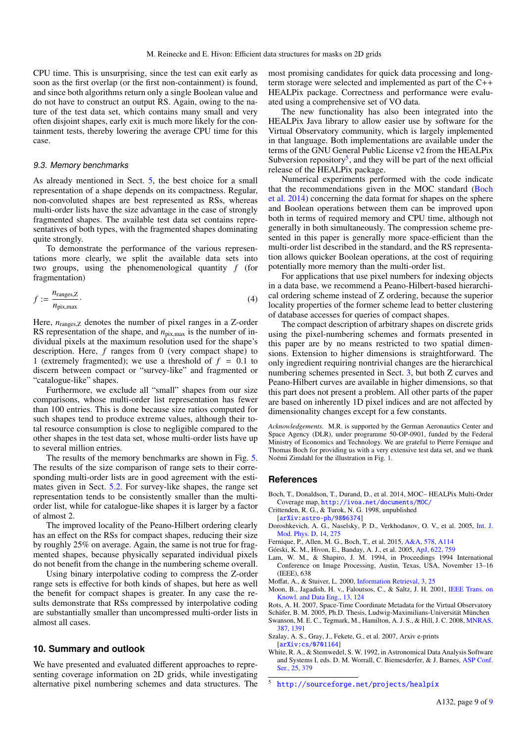CPU time. This is unsurprising, since the test can exit early as soon as the first overlap (or the first non-containment) is found, and since both algorithms return only a single Boolean value and do not have to construct an output RS. Again, owing to the nature of the test data set, which contains many small and very often disjoint shapes, early exit is much more likely for the containment tests, thereby lowering the average CPU time for this case.

### 9.3. Memory benchmarks

As already mentioned in Sect. 5, the best choice for a small representation of a shape depends on its compactness. Regular, non-convoluted shapes are best represented as RSs, whereas multi-order lists have the size advantage in the case of strongly fragmented shapes. The available test data set contains representatives of both types, with the fragmented shapes dominating quite strongly.

To demonstrate the performance of the various representations more clearly, we split the available data sets into two groups, using the phenomenological quantity $f$ (for fragmentation)

$$f := \frac{n_{\text{ranges,Z}}}{n_{\text{pix,max}}}. \tag{4}$$

Here, $n_{\text{ranges,Z}}$ denotes the number of pixel ranges in a Z-order RS representation of the shape, and $n_{\text{pix,max}}$ is the number of individual pixels at the maximum resolution used for the shape's description. Here, $f$ ranges from 0 (very compact shape) to 1 (extremely fragmented); we use a threshold of $f = 0.1$ to discern between compact or "survey-like" and fragmented or "catalogue-like" shapes.

Furthermore, we exclude all "small" shapes from our size comparisons, whose multi-order list representation has fewer than 100 entries. This is done because size ratios computed for such shapes tend to produce extreme values, although their total resource consumption is close to negligible compared to the other shapes in the test data set, whose multi-order lists have up to several million entries.

The results of the memory benchmarks are shown in Fig. 5. The results of the size comparison of range sets to their corresponding multi-order lists are in good agreement with the estimates given in Sect. 5.2. For survey-like shapes, the range set representation tends to be consistently smaller than the multi-order list, while for catalogue-like shapes it is larger by a factor of almost 2.

The improved locality of the Peano-Hilbert ordering clearly has an effect on the RSs for compact shapes, reducing their size by roughly 25% on average. Again, the same is not true for fragmented shapes, because physically separated individual pixels do not benefit from the change in the numbering scheme overall.

Using binary interpolative coding to compress the Z-order range sets is effective for both kinds of shapes, but here as well the benefit for compact shapes is greater. In any case the results demonstrate that RSs compressed by interpolative coding are substantially smaller than uncompressed multi-order lists in almost all cases.

## 10. Summary and outlook

We have presented and evaluated different approaches to representing coverage information on 2D grids, while investigating alternative pixel numbering schemes and data structures. The most promising candidates for quick data processing and long-term storage were selected and implemented as part of the C++ HEALPix package. Correctness and performance were evaluated using a comprehensive set of VO data.

The new functionality has also been integrated into the HEALPix Java library to allow easier use by software for the Virtual Observatory community, which is largely implemented in that language. Both implementations are available under the terms of the GNU General Public License v2 from the HEALPix Subversion repository[5], and they will be part of the next official release of the HEALPix package.

Numerical experiments performed with the code indicate that the recommendations given in the MOC standard (Boch et al. 2014) concerning the data format for shapes on the sphere and Boolean operations between them can be improved upon both in terms of required memory and CPU time, although not generally in both simultaneously. The compression scheme presented in this paper is generally more space-efficient than the multi-order list described in the standard, and the RS representation allows quicker Boolean operations, at the cost of requiring potentially more memory than the multi-order list.

For applications that use pixel numbers for indexing objects in a data base, we recommend a Peano-Hilbert-based hierarchical ordering scheme instead of Z ordering, because the superior locality properties of the former scheme lead to better clustering of database accesses for queries of compact shapes.

The compact description of arbitrary shapes on discrete grids using the pixel-numbering schemes and formats presented in this paper are by no means restricted to two spatial dimensions. Extension to higher dimensions is straightforward. The only ingredient requiring nontrivial changes are the hierarchical numbering schemes presented in Sect. 3, but both Z curves and Peano-Hilbert curves are available in higher dimensions, so that this part does not present a problem. All other parts of the paper are based on inherently 1D pixel indices and are not affected by dimensionality changes except for a few constants.

*Acknowledgements.* M.R. is supported by the German Aeronautics Center and Space Agency (DLR), under programme 50-OP-0901, funded by the Federal Ministry of Economics and Technology. We are grateful to Pierre Fernique and Thomas Boch for providing us with a very extensive test data set, and we thank Noëmi Zimdahl for the illustration in Fig. 1.

## References

Boch, T., Donaldson, T., Durand, D., et al. 2014, MOC– HEALPix Multi-Order Coverage map, http://ivoa.net/documents/MOC/

Crittenden, R. G., & Turok, N. G. 1998, unpublished [arXiv:astro-ph/9806374]

Doroshkevich, A. G., Naselsky, P. D., Verkhodanov, O. V., et al. 2005, Int. J. Mod. Phys. D, 14, 275

Fernique, P., Allen, M. G., Boch, T., et al. 2015, A&A, 578, A114

Górski, K. M., Hivon, E., Banday, A. J., et al. 2005, ApJ, 622, 759

Lam, W. M., & Shapiro, J. M. 1994, in Proceedings 1994 International Conference on Image Processing, Austin, Texas, USA, November 13–16 (IEEE), 638

Moffat, A., & Stuiver, L. 2000, Information Retrieval, 3, 25

Moon, B., Jagadish, H. v., Faloutsos, C., & Saltz, J. H. 2001, IEEE Trans. on Knowl. and Data Eng., 13, 124

Rots, A. H. 2007, Space-Time Coordinate Metadata for the Virtual Observatory

Schäfer, B. M. 2005, Ph.D. Thesis, Ludwig-Maximilians-Universität München

Swanson, M. E. C., Tegmark, M., Hamilton, A. J. S., & Hill, J. C. 2008, MNRAS, 387, 1391

Szalay, A. S., Gray, J., Fekete, G., et al. 2007, Arxiv e-prints [arXiv:cs/0701164]

White, R. A., & Stemwedel, S. W. 1992, in Astronomical Data Analysis Software and Systems I, eds. D. M. Worrall, C. Biemesderfer, & J. Barnes, ASP Conf. Ser., 25, 379

[5] http://sourceforge.net/projects/healpix